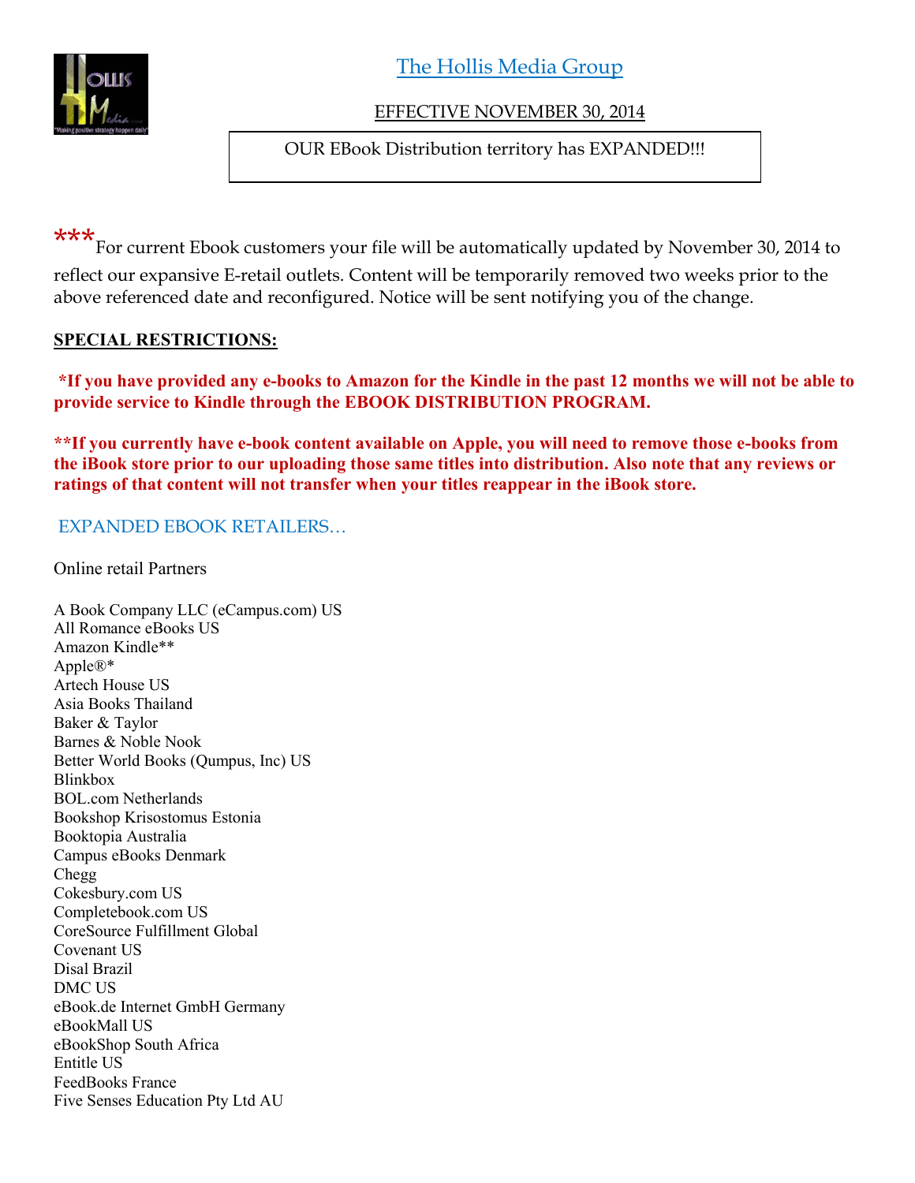# The Hollis Media Group

EFFECTIVE NOVEMBER 30, 2014

OUR EBook Distribution territory has EXPANDED!!!

***For current Ebook customers your file will be automatically updated by November 30, 2014 to reflect our expansive E-retail outlets. Content will be temporarily removed two weeks prior to the above referenced date and reconfigured. Notice will be sent notifying you of the change.

**SPECIAL RESTRICTIONS:**

***If you have provided any e-books to Amazon for the Kindle in the past 12 months we will not be able to provide service to Kindle through the EBOOK DISTRIBUTION PROGRAM.**

****If you currently have e-book content available on Apple, you will need to remove those e-books from the iBook store prior to our uploading those same titles into distribution. Also note that any reviews or ratings of that content will not transfer when your titles reappear in the iBook store.**

## EXPANDED EBOOK RETAILERS…

Online retail Partners

A Book Company LLC (eCampus.com) US
All Romance eBooks US
Amazon Kindle**
Apple®*
Artech House US
Asia Books Thailand
Baker & Taylor
Barnes & Noble Nook
Better World Books (Qumpus, Inc) US
Blinkbox
BOL.com Netherlands
Bookshop Krisostomus Estonia
Booktopia Australia
Campus eBooks Denmark
Chegg
Cokesbury.com US
Completebook.com US
CoreSource Fulfillment Global
Covenant US
Disal Brazil
DMC US
eBook.de Internet GmbH Germany
eBookMall US
eBookShop South Africa
Entitle US
FeedBooks France
Five Senses Education Pty Ltd AU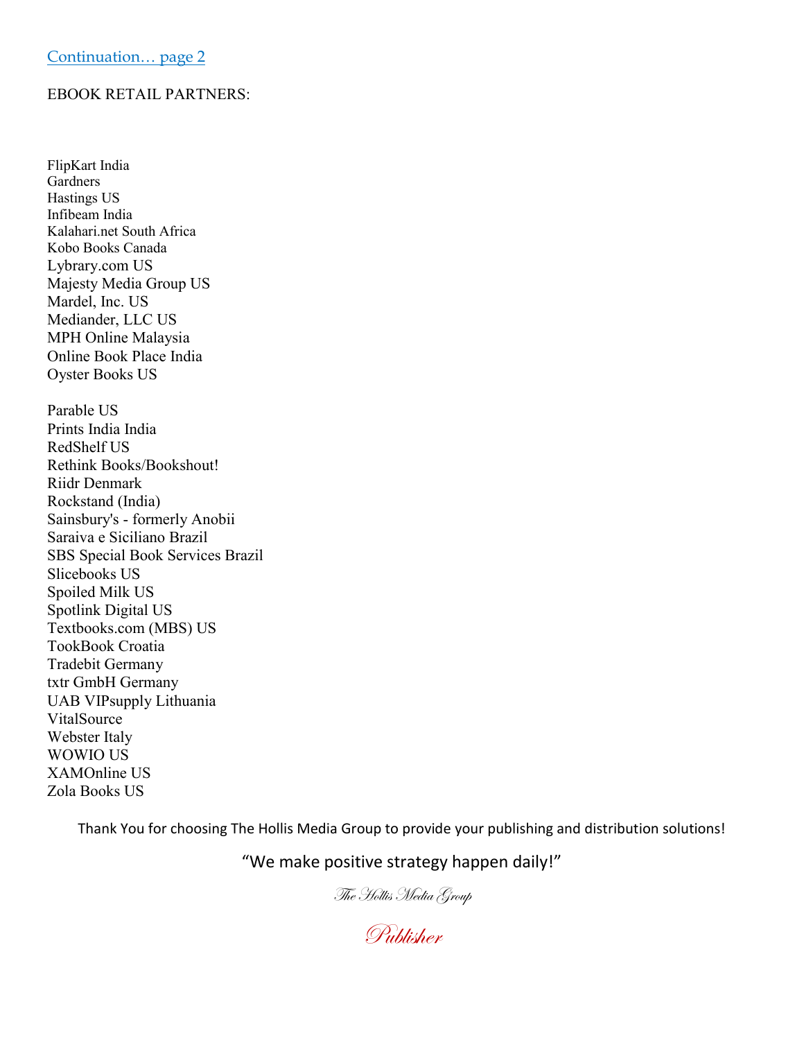Continuation… page 2

EBOOK RETAIL PARTNERS:

FlipKart India
Gardners
Hastings US
Infibeam India
Kalahari.net South Africa
Kobo Books Canada
Lybrary.com US
Majesty Media Group US
Mardel, Inc. US
Mediander, LLC US
MPH Online Malaysia
Online Book Place India
Oyster Books US

Parable US
Prints India India
RedShelf US
Rethink Books/Bookshout!
Riidr Denmark
Rockstand (India)
Sainsbury's - formerly Anobii
Saraiva e Siciliano Brazil
SBS Special Book Services Brazil
Slicebooks US
Spoiled Milk US
Spotlink Digital US
Textbooks.com (MBS) US
TookBook Croatia
Tradebit Germany
txtr GmbH Germany
UAB VIPsupply Lithuania
VitalSource
Webster Italy
WOWIO US
XAMOnline US
Zola Books US

Thank You for choosing The Hollis Media Group to provide your publishing and distribution solutions!

"We make positive strategy happen daily!"

*The Hollis Media Group*

*Publisher*